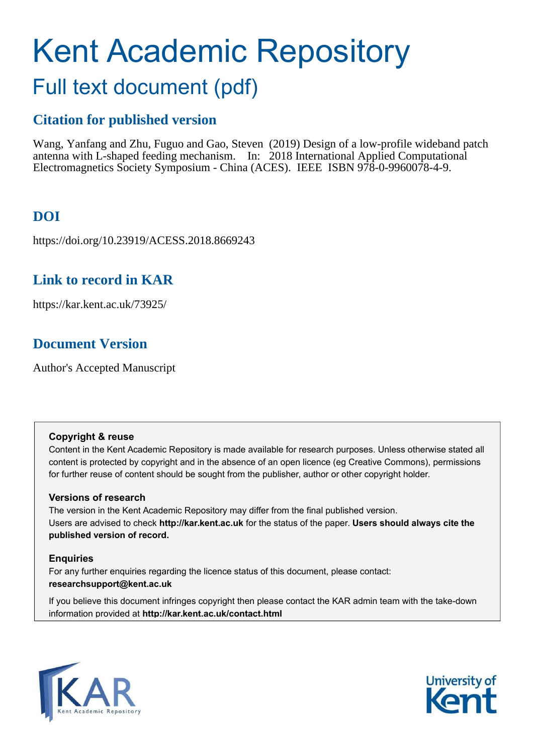# Kent Academic Repository

## Full text document (pdf)

### Citation for published version

Wang, Yanfang and Zhu, Fuguo and Gao, Steven (2019) Design of a low-profile wideband patch antenna with L-shaped feeding mechanism. In: 2018 International Applied Computational Electromagnetics Society Symposium - China (ACES). IEEE ISBN 978-0-9960078-4-9.

### DOI

https://doi.org/10.23919/ACESS.2018.8669243

### Link to record in KAR

https://kar.kent.ac.uk/73925/

### Document Version

Author's Accepted Manuscript

**Copyright & reuse**

Content in the Kent Academic Repository is made available for research purposes. Unless otherwise stated all content is protected by copyright and in the absence of an open licence (eg Creative Commons), permissions for further reuse of content should be sought from the publisher, author or other copyright holder.

**Versions of research**

The version in the Kent Academic Repository may differ from the final published version.
Users are advised to check **http://kar.kent.ac.uk** for the status of the paper. **Users should always cite the published version of record.**

**Enquiries**

For any further enquiries regarding the licence status of this document, please contact:
**researchsupport@kent.ac.uk**

If you believe this document infringes copyright then please contact the KAR admin team with the take-down information provided at **http://kar.kent.ac.uk/contact.html**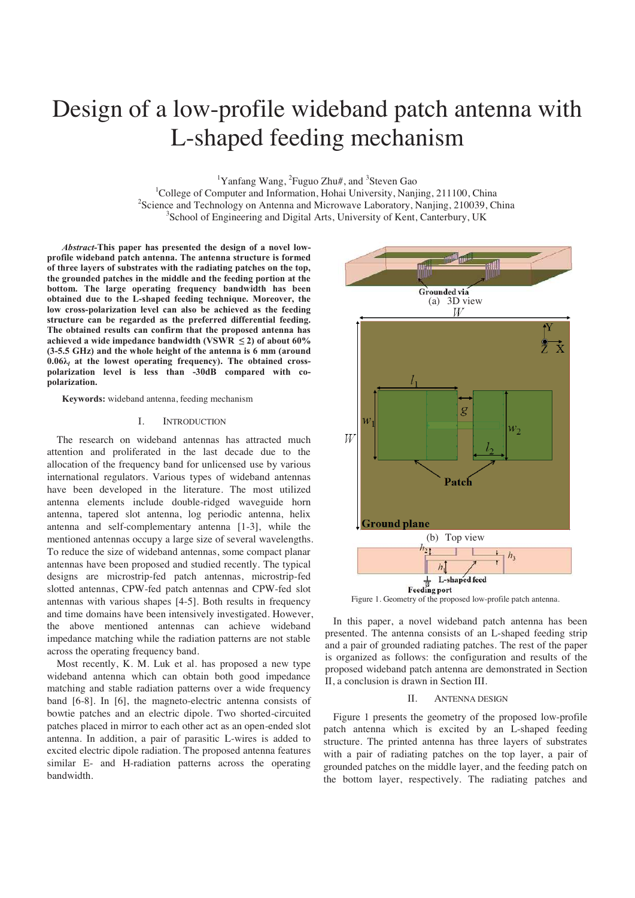# Design of a low-profile wideband patch antenna with L-shaped feeding mechanism

[1]Yanfang Wang, [2]Fuguo Zhu#, and [3]Steven Gao

[1]College of Computer and Information, Hohai University, Nanjing, 211100, China
[2]Science and Technology on Antenna and Microwave Laboratory, Nanjing, 210039, China
[3]School of Engineering and Digital Arts, University of Kent, Canterbury, UK

***Abstract*-This paper has presented the design of a novel low-profile wideband patch antenna. The antenna structure is formed of three layers of substrates with the radiating patches on the top, the grounded patches in the middle and the feeding portion at the bottom. The large operating frequency bandwidth has been obtained due to the L-shaped feeding technique. Moreover, the low cross-polarization level can also be achieved as the feeding structure can be regarded as the preferred differential feeding. The obtained results can confirm that the proposed antenna has achieved a wide impedance bandwidth (VSWR ≤ 2) of about 60% (3-5.5 GHz) and the whole height of the antenna is 6 mm (around 0.06$\lambda_l$ at the lowest operating frequency). The obtained cross-polarization level is less than -30dB compared with co-polarization.**

**Keywords:** wideband antenna, feeding mechanism

## I. Introduction

The research on wideband antennas has attracted much attention and proliferated in the last decade due to the allocation of the frequency band for unlicensed use by various international regulators. Various types of wideband antennas have been developed in the literature. The most utilized antenna elements include double-ridged waveguide horn antenna, tapered slot antenna, log periodic antenna, helix antenna and self-complementary antenna [1-3], while the mentioned antennas occupy a large size of several wavelengths. To reduce the size of wideband antennas, some compact planar antennas have been proposed and studied recently. The typical designs are microstrip-fed patch antennas, microstrip-fed slotted antennas, CPW-fed patch antennas and CPW-fed slot antennas with various shapes [4-5]. Both results in frequency and time domains have been intensively investigated. However, the above mentioned antennas can achieve wideband impedance matching while the radiation patterns are not stable across the operating frequency band.

Most recently, K. M. Luk et al. has proposed a new type wideband antenna which can obtain both good impedance matching and stable radiation patterns over a wide frequency band [6-8]. In [6], the magneto-electric antenna consists of bowtie patches and an electric dipole. Two shorted-circuited patches placed in mirror to each other act as an open-ended slot antenna. In addition, a pair of parasitic L-wires is added to excited electric dipole radiation. The proposed antenna features similar E- and H-radiation patterns across the operating bandwidth.

Figure 1. Geometry of the proposed low-profile patch antenna.

In this paper, a novel wideband patch antenna has been presented. The antenna consists of an L-shaped feeding strip and a pair of grounded radiating patches. The rest of the paper is organized as follows: the configuration and results of the proposed wideband patch antenna are demonstrated in Section II, a conclusion is drawn in Section III.

## II. Antenna Design

Figure 1 presents the geometry of the proposed low-profile patch antenna which is excited by an L-shaped feeding structure. The printed antenna has three layers of substrates with a pair of radiating patches on the top layer, a pair of grounded patches on the middle layer, and the feeding patch on the bottom layer, respectively. The radiating patches and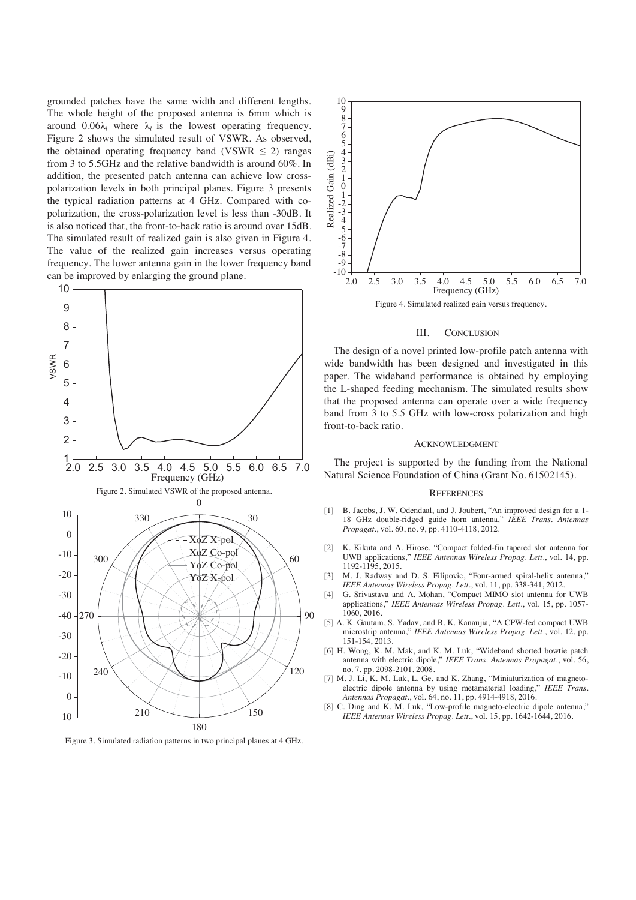grounded patches have the same width and different lengths. The whole height of the proposed antenna is 6mm which is around $0.06\lambda_l$ where $\lambda_l$ is the lowest operating frequency. Figure 2 shows the simulated result of VSWR. As observed, the obtained operating frequency band (VSWR $\leq$ 2) ranges from 3 to 5.5GHz and the relative bandwidth is around 60%. In addition, the presented patch antenna can achieve low cross-polarization levels in both principal planes. Figure 3 presents the typical radiation patterns at 4 GHz. Compared with co-polarization, the cross-polarization level is less than -30dB. It is also noticed that, the front-to-back ratio is around over 15dB. The simulated result of realized gain is also given in Figure 4. The value of the realized gain increases versus operating frequency. The lower antenna gain in the lower frequency band can be improved by enlarging the ground plane.

VSWR
1 2 3 4 5 6 7 8 9 10
2.0 2.5 3.0 3.5 4.0 4.5 5.0 5.5 6.0 6.5 7.0
Frequency (GHz)

Figure 2. Simulated VSWR of the proposed antenna.

0 30 60 90 120 150 180 210 240 270 300 330
10 0 -10 -20 -30 -40 -30 -20 -10 0 10
XoZ X-pol
XoZ Co-pol
YoZ Co-pol
YoZ X-pol

Figure 3. Simulated radiation patterns in two principal planes at 4 GHz.

Realized Gain (dBi)
10 9 8 7 6 5 4 3 2 1 0 -1 -2 -3 -4 -5 -6 -7 -8 -9 -10
2.0 2.5 3.0 3.5 4.0 4.5 5.0 5.5 6.0 6.5 7.0
Frequency (GHz)

Figure 4. Simulated realized gain versus frequency.

## III. CONCLUSION

The design of a novel printed low-profile patch antenna with wide bandwidth has been designed and investigated in this paper. The wideband performance is obtained by employing the L-shaped feeding mechanism. The simulated results show that the proposed antenna can operate over a wide frequency band from 3 to 5.5 GHz with low-cross polarization and high front-to-back ratio.

## ACKNOWLEDGMENT

The project is supported by the funding from the National Natural Science Foundation of China (Grant No. 61502145).

## REFERENCES

[1] B. Jacobs, J. W. Odendaal, and J. Joubert, "An improved design for a 1-18 GHz double-ridged guide horn antenna," *IEEE Trans. Antennas Propagat.*, vol. 60, no. 9, pp. 4110-4118, 2012.

[2] K. Kikuta and A. Hirose, "Compact folded-fin tapered slot antenna for UWB applications," *IEEE Antennas Wireless Propag. Lett.*, vol. 14, pp. 1192-1195, 2015.

[3] M. J. Radway and D. S. Filipovic, "Four-armed spiral-helix antenna," *IEEE Antennas Wireless Propag. Lett.*, vol. 11, pp. 338-341, 2012.

[4] G. Srivastava and A. Mohan, "Compact MIMO slot antenna for UWB applications," *IEEE Antennas Wireless Propag. Lett.*, vol. 15, pp. 1057-1060, 2016.

[5] A. K. Gautam, S. Yadav, and B. K. Kanaujia, "A CPW-fed compact UWB microstrip antenna," *IEEE Antennas Wireless Propag. Lett.*, vol. 12, pp. 151-154, 2013.

[6] H. Wong, K. M. Mak, and K. M. Luk, "Wideband shorted bowtie patch antenna with electric dipole," *IEEE Trans. Antennas Propagat.*, vol. 56, no. 7, pp. 2098-2101, 2008.

[7] M. J. Li, K. M. Luk, L. Ge, and K. Zhang, "Miniaturization of magneto-electric dipole antenna by using metamaterial loading," *IEEE Trans. Antennas Propagat.*, vol. 64, no. 11, pp. 4914-4918, 2016.

[8] C. Ding and K. M. Luk, "Low-profile magneto-electric dipole antenna," *IEEE Antennas Wireless Propag. Lett.*, vol. 15, pp. 1642-1644, 2016.